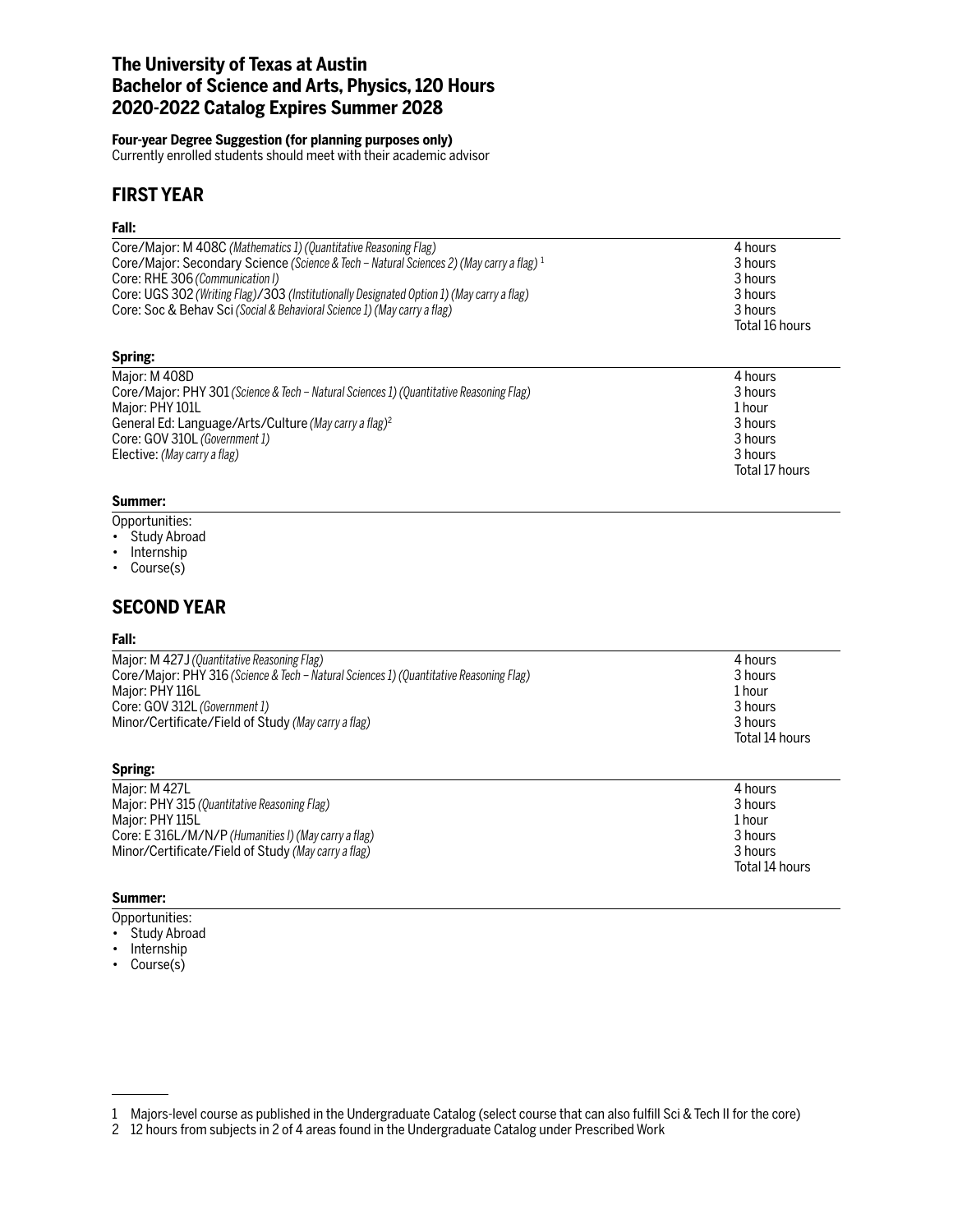# The University of Texas at Austin
# Bachelor of Science and Arts, Physics, 120 Hours
# 2020-2022 Catalog Expires Summer 2028

**Four-year Degree Suggestion (for planning purposes only)**
Currently enrolled students should meet with their academic advisor

## FIRST YEAR

### Fall:

| Course | Hours |
|---|---|
| Core/Major: M 408C *(Mathematics 1) (Quantitative Reasoning Flag)* | 4 hours |
| Core/Major: Secondary Science *(Science & Tech – Natural Sciences 2) (May carry a flag)* [1] | 3 hours |
| Core: RHE 306 *(Communication I)* | 3 hours |
| Core: UGS 302 *(Writing Flag)*/303 *(Institutionally Designated Option 1) (May carry a flag)* | 3 hours |
| Core: Soc & Behav Sci *(Social & Behavioral Science 1) (May carry a flag)* | 3 hours |
| | Total 16 hours |

### Spring:

| Course | Hours |
|---|---|
| Major: M 408D | 4 hours |
| Core/Major: PHY 301 *(Science & Tech – Natural Sciences 1) (Quantitative Reasoning Flag)* | 3 hours |
| Major: PHY 101L | 1 hour |
| General Ed: Language/Arts/Culture *(May carry a flag)*[2] | 3 hours |
| Core: GOV 310L *(Government 1)* | 3 hours |
| Elective: *(May carry a flag)* | 3 hours |
| | Total 17 hours |

### Summer:

Opportunities:
- Study Abroad
- Internship
- Course(s)

## SECOND YEAR

### Fall:

| Course | Hours |
|---|---|
| Major: M 427J *(Quantitative Reasoning Flag)* | 4 hours |
| Core/Major: PHY 316 *(Science & Tech – Natural Sciences 1) (Quantitative Reasoning Flag)* | 3 hours |
| Major: PHY 116L | 1 hour |
| Core: GOV 312L *(Government 1)* | 3 hours |
| Minor/Certificate/Field of Study *(May carry a flag)* | 3 hours |
| | Total 14 hours |

### Spring:

| Course | Hours |
|---|---|
| Major: M 427L | 4 hours |
| Major: PHY 315 *(Quantitative Reasoning Flag)* | 3 hours |
| Major: PHY 115L | 1 hour |
| Core: E 316L/M/N/P *(Humanities I) (May carry a flag)* | 3 hours |
| Minor/Certificate/Field of Study *(May carry a flag)* | 3 hours |
| | Total 14 hours |

### Summer:

Opportunities:
- Study Abroad
- Internship
- Course(s)

---

1 Majors-level course as published in the Undergraduate Catalog (select course that can also fulfill Sci & Tech II for the core)

2 12 hours from subjects in 2 of 4 areas found in the Undergraduate Catalog under Prescribed Work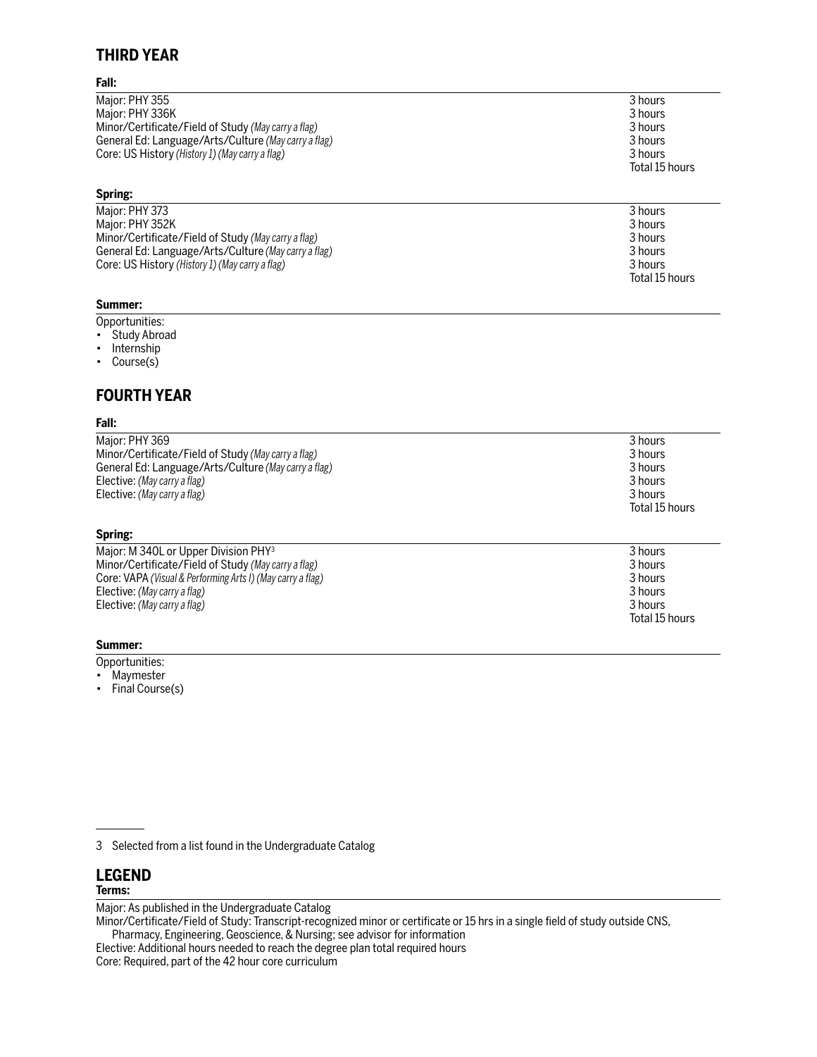## THIRD YEAR

**Fall:**

| | |
|---|---|
| Major: PHY 355 | 3 hours |
| Major: PHY 336K | 3 hours |
| Minor/Certificate/Field of Study *(May carry a flag)* | 3 hours |
| General Ed: Language/Arts/Culture *(May carry a flag)* | 3 hours |
| Core: US History *(History 1) (May carry a flag)* | 3 hours |
| | Total 15 hours |

**Spring:**

| | |
|---|---|
| Major: PHY 373 | 3 hours |
| Major: PHY 352K | 3 hours |
| Minor/Certificate/Field of Study *(May carry a flag)* | 3 hours |
| General Ed: Language/Arts/Culture *(May carry a flag)* | 3 hours |
| Core: US History *(History 1) (May carry a flag)* | 3 hours |
| | Total 15 hours |

**Summer:**

Opportunities:

- Study Abroad
- Internship
- Course(s)

## FOURTH YEAR

**Fall:**

| | |
|---|---|
| Major: PHY 369 | 3 hours |
| Minor/Certificate/Field of Study *(May carry a flag)* | 3 hours |
| General Ed: Language/Arts/Culture *(May carry a flag)* | 3 hours |
| Elective: *(May carry a flag)* | 3 hours |
| Elective: *(May carry a flag)* | 3 hours |
| | Total 15 hours |

**Spring:**

| | |
|---|---|
| Major: M 340L or Upper Division PHY[3] | 3 hours |
| Minor/Certificate/Field of Study *(May carry a flag)* | 3 hours |
| Core: VAPA *(Visual & Performing Arts I) (May carry a flag)* | 3 hours |
| Elective: *(May carry a flag)* | 3 hours |
| Elective: *(May carry a flag)* | 3 hours |
| | Total 15 hours |

**Summer:**

Opportunities:

- Maymester
- Final Course(s)

3 Selected from a list found in the Undergraduate Catalog

## LEGEND

**Terms:**

Major: As published in the Undergraduate Catalog

Minor/Certificate/Field of Study: Transcript-recognized minor or certificate or 15 hrs in a single field of study outside CNS, Pharmacy, Engineering, Geoscience, & Nursing; see advisor for information

Elective: Additional hours needed to reach the degree plan total required hours

Core: Required, part of the 42 hour core curriculum